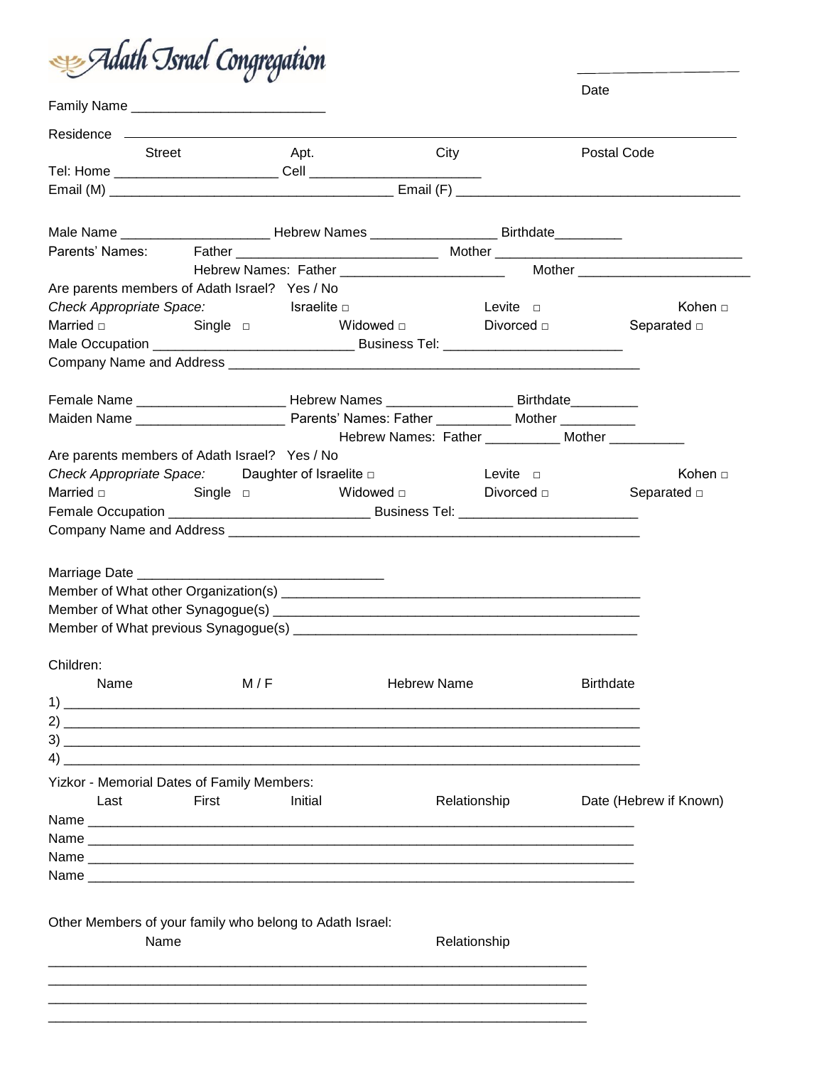# Adath Israel Congregation

\_\_\_\_\_\_\_\_\_\_\_\_\_\_\_\_\_\_\_\_
Date

Family Name \_\_\_\_\_\_\_\_\_\_\_\_\_\_\_\_\_\_\_\_\_\_\_\_\_\_

Residence \_\_\_\_\_\_\_\_\_\_\_\_\_\_\_\_\_\_\_\_\_\_\_\_\_\_\_\_\_\_\_\_\_\_\_\_\_\_\_\_\_\_\_\_\_\_\_\_\_\_\_\_\_\_\_\_\_\_\_\_\_\_\_\_\_\_\_\_\_\_
Street    Apt.    City    Postal Code

Tel: Home \_\_\_\_\_\_\_\_\_\_\_\_\_\_\_\_\_\_\_\_\_\_ Cell \_\_\_\_\_\_\_\_\_\_\_\_\_\_\_\_\_\_\_\_\_\_\_

Email (M) \_\_\_\_\_\_\_\_\_\_\_\_\_\_\_\_\_\_\_\_\_\_\_\_\_\_\_\_\_\_\_\_\_\_\_\_\_\_ Email (F) \_\_\_\_\_\_\_\_\_\_\_\_\_\_\_\_\_\_\_\_\_\_\_\_\_\_\_\_\_\_\_\_\_\_\_\_\_\_

Male Name \_\_\_\_\_\_\_\_\_\_\_\_\_\_\_\_\_\_\_\_ Hebrew Names \_\_\_\_\_\_\_\_\_\_\_\_\_\_\_\_\_ Birthdate\_\_\_\_\_\_\_\_\_

Parents' Names: Father \_\_\_\_\_\_\_\_\_\_\_\_\_\_\_\_\_\_\_\_\_\_\_\_\_\_\_ Mother \_\_\_\_\_\_\_\_\_\_\_\_\_\_\_\_\_\_\_\_\_\_\_\_\_\_\_\_\_\_\_\_\_

Hebrew Names: Father \_\_\_\_\_\_\_\_\_\_\_\_\_\_\_\_\_\_\_\_\_\_ Mother \_\_\_\_\_\_\_\_\_\_\_\_\_\_\_\_\_\_\_\_\_\_\_

Are parents members of Adath Israel? Yes / No

*Check Appropriate Space:*    Israelite □    Levite □    Kohen □

Married □    Single □    Widowed □    Divorced □    Separated □

Male Occupation \_\_\_\_\_\_\_\_\_\_\_\_\_\_\_\_\_\_\_\_\_\_\_\_\_\_\_ Business Tel: \_\_\_\_\_\_\_\_\_\_\_\_\_\_\_\_\_\_\_\_\_\_\_\_

Company Name and Address \_\_\_\_\_\_\_\_\_\_\_\_\_\_\_\_\_\_\_\_\_\_\_\_\_\_\_\_\_\_\_\_\_\_\_\_\_\_\_\_\_\_\_\_\_\_\_\_\_\_\_\_\_\_\_\_

Female Name \_\_\_\_\_\_\_\_\_\_\_\_\_\_\_\_\_\_\_\_ Hebrew Names \_\_\_\_\_\_\_\_\_\_\_\_\_\_\_\_\_ Birthdate\_\_\_\_\_\_\_\_\_

Maiden Name \_\_\_\_\_\_\_\_\_\_\_\_\_\_\_\_\_\_\_\_ Parents' Names: Father \_\_\_\_\_\_\_\_\_\_ Mother \_\_\_\_\_\_\_\_\_\_

Hebrew Names: Father \_\_\_\_\_\_\_\_\_\_ Mother \_\_\_\_\_\_\_\_\_\_

Are parents members of Adath Israel? Yes / No

*Check Appropriate Space:*    Daughter of Israelite □    Levite □    Kohen □

Married □    Single □    Widowed □    Divorced □    Separated □

Female Occupation \_\_\_\_\_\_\_\_\_\_\_\_\_\_\_\_\_\_\_\_\_\_\_\_\_\_\_ Business Tel: \_\_\_\_\_\_\_\_\_\_\_\_\_\_\_\_\_\_\_\_\_\_\_\_

Company Name and Address \_\_\_\_\_\_\_\_\_\_\_\_\_\_\_\_\_\_\_\_\_\_\_\_\_\_\_\_\_\_\_\_\_\_\_\_\_\_\_\_\_\_\_\_\_\_\_\_\_\_\_\_\_\_\_\_

Marriage Date \_\_\_\_\_\_\_\_\_\_\_\_\_\_\_\_\_\_\_\_\_\_\_\_\_\_\_\_\_\_\_\_\_

Member of What other Organization(s) \_\_\_\_\_\_\_\_\_\_\_\_\_\_\_\_\_\_\_\_\_\_\_\_\_\_\_\_\_\_\_\_\_\_\_\_\_\_\_\_\_\_\_\_\_\_\_\_

Member of What other Synagogue(s) \_\_\_\_\_\_\_\_\_\_\_\_\_\_\_\_\_\_\_\_\_\_\_\_\_\_\_\_\_\_\_\_\_\_\_\_\_\_\_\_\_\_\_\_\_\_\_\_\_

Member of What previous Synagogue(s) \_\_\_\_\_\_\_\_\_\_\_\_\_\_\_\_\_\_\_\_\_\_\_\_\_\_\_\_\_\_\_\_\_\_\_\_\_\_\_\_\_\_\_\_\_\_

Children:

| Name | M / F | Hebrew Name | Birthdate |
|---|---|---|---|
| 1) | | | |
| 2) | | | |
| 3) | | | |
| 4) | | | |

Yizkor - Memorial Dates of Family Members:

| | Last | First | Initial | Relationship | Date (Hebrew if Known) |
|---|---|---|---|---|---|
| Name | | | | | |
| Name | | | | | |
| Name | | | | | |
| Name | | | | | |

Other Members of your family who belong to Adath Israel:

| Name | Relationship |
|---|---|
| | |
| | |
| | |
| | |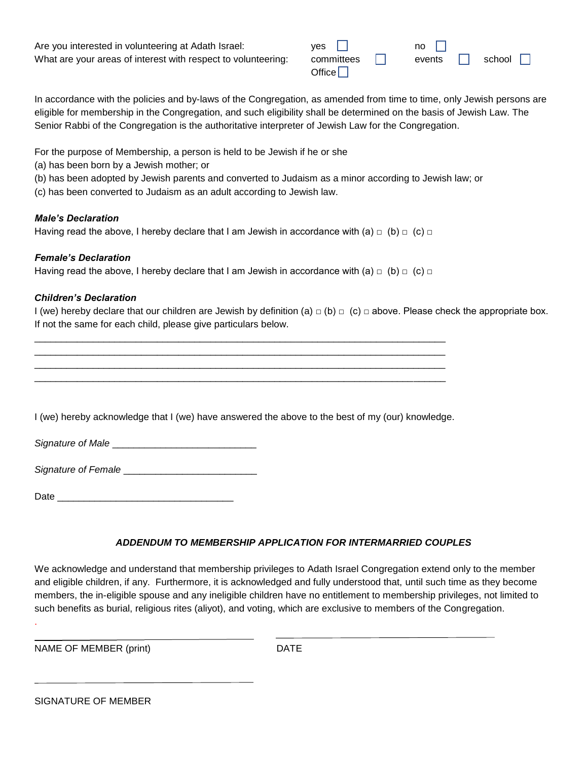Are you interested in volunteering at Adath Israel: yes ☐ no ☐

What are your areas of interest with respect to volunteering: committees ☐ events ☐ school ☐ Office ☐

In accordance with the policies and by-laws of the Congregation, as amended from time to time, only Jewish persons are eligible for membership in the Congregation, and such eligibility shall be determined on the basis of Jewish Law. The Senior Rabbi of the Congregation is the authoritative interpreter of Jewish Law for the Congregation.

For the purpose of Membership, a person is held to be Jewish if he or she
(a) has been born by a Jewish mother; or
(b) has been adopted by Jewish parents and converted to Judaism as a minor according to Jewish law; or
(c) has been converted to Judaism as an adult according to Jewish law.

***Male's Declaration***

Having read the above, I hereby declare that I am Jewish in accordance with (a) □ (b) □ (c) □

***Female's Declaration***

Having read the above, I hereby declare that I am Jewish in accordance with (a) □ (b) □ (c) □

***Children's Declaration***

I (we) hereby declare that our children are Jewish by definition (a) □ (b) □ (c) □ above. Please check the appropriate box. If not the same for each child, please give particulars below.

_______________________________________________________________________________
_______________________________________________________________________________
_______________________________________________________________________________
_______________________________________________________________________________

I (we) hereby acknowledge that I (we) have answered the above to the best of my (our) knowledge.

*Signature of Male* ___________________________

*Signature of Female* _________________________

Date _________________________________

***ADDENDUM TO MEMBERSHIP APPLICATION FOR INTERMARRIED COUPLES***

We acknowledge and understand that membership privileges to Adath Israel Congregation extend only to the member and eligible children, if any. Furthermore, it is acknowledged and fully understood that, until such time as they become members, the in-eligible spouse and any ineligible children have no entitlement to membership privileges, not limited to such benefits as burial, religious rites (aliyot), and voting, which are exclusive to members of the Congregation.

_________________________________ _________________________________

NAME OF MEMBER (print) DATE

_________________________________

SIGNATURE OF MEMBER